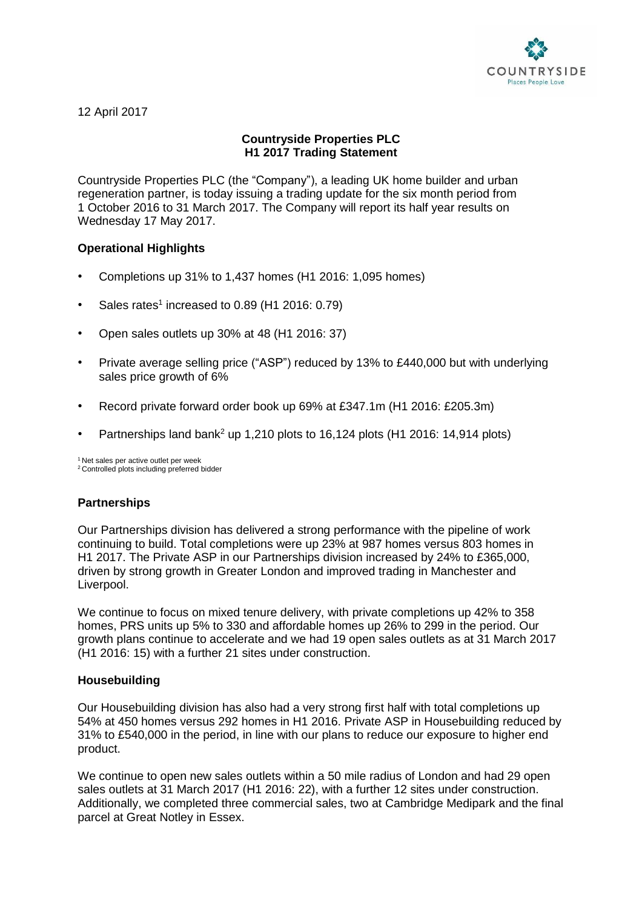12 April 2017

**Countryside Properties PLC**
**H1 2017 Trading Statement**

Countryside Properties PLC (the "Company"), a leading UK home builder and urban regeneration partner, is today issuing a trading update for the six month period from 1 October 2016 to 31 March 2017. The Company will report its half year results on Wednesday 17 May 2017.

## Operational Highlights

- Completions up 31% to 1,437 homes (H1 2016: 1,095 homes)
- Sales rates[1] increased to 0.89 (H1 2016: 0.79)
- Open sales outlets up 30% at 48 (H1 2016: 37)
- Private average selling price ("ASP") reduced by 13% to £440,000 but with underlying sales price growth of 6%
- Record private forward order book up 69% at £347.1m (H1 2016: £205.3m)
- Partnerships land bank[2] up 1,210 plots to 16,124 plots (H1 2016: 14,914 plots)

[1] Net sales per active outlet per week
[2] Controlled plots including preferred bidder

## Partnerships

Our Partnerships division has delivered a strong performance with the pipeline of work continuing to build. Total completions were up 23% at 987 homes versus 803 homes in H1 2017. The Private ASP in our Partnerships division increased by 24% to £365,000, driven by strong growth in Greater London and improved trading in Manchester and Liverpool.

We continue to focus on mixed tenure delivery, with private completions up 42% to 358 homes, PRS units up 5% to 330 and affordable homes up 26% to 299 in the period. Our growth plans continue to accelerate and we had 19 open sales outlets as at 31 March 2017 (H1 2016: 15) with a further 21 sites under construction.

## Housebuilding

Our Housebuilding division has also had a very strong first half with total completions up 54% at 450 homes versus 292 homes in H1 2016. Private ASP in Housebuilding reduced by 31% to £540,000 in the period, in line with our plans to reduce our exposure to higher end product.

We continue to open new sales outlets within a 50 mile radius of London and had 29 open sales outlets at 31 March 2017 (H1 2016: 22), with a further 12 sites under construction. Additionally, we completed three commercial sales, two at Cambridge Medipark and the final parcel at Great Notley in Essex.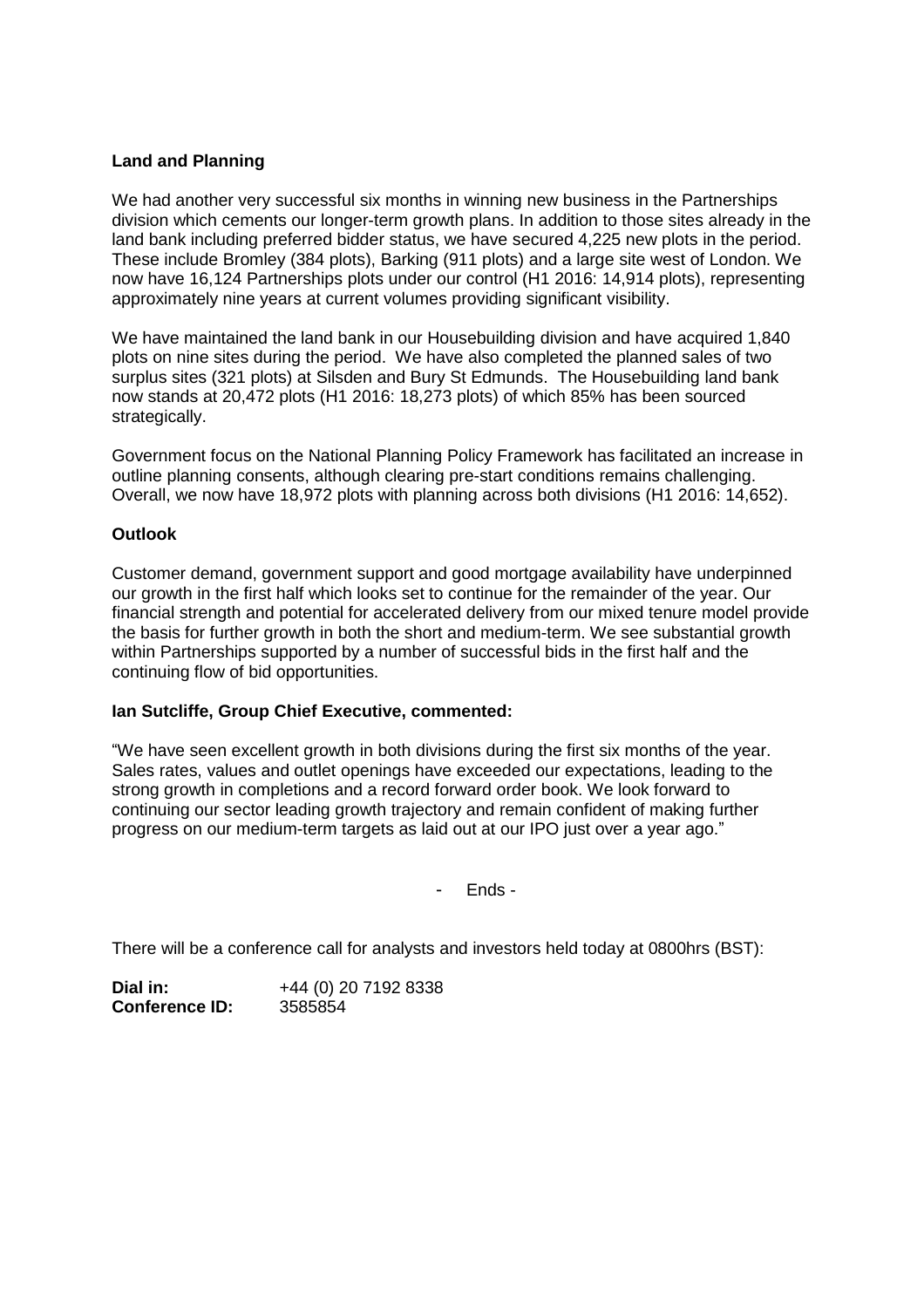**Land and Planning**

We had another very successful six months in winning new business in the Partnerships division which cements our longer-term growth plans. In addition to those sites already in the land bank including preferred bidder status, we have secured 4,225 new plots in the period. These include Bromley (384 plots), Barking (911 plots) and a large site west of London. We now have 16,124 Partnerships plots under our control (H1 2016: 14,914 plots), representing approximately nine years at current volumes providing significant visibility.

We have maintained the land bank in our Housebuilding division and have acquired 1,840 plots on nine sites during the period. We have also completed the planned sales of two surplus sites (321 plots) at Silsden and Bury St Edmunds. The Housebuilding land bank now stands at 20,472 plots (H1 2016: 18,273 plots) of which 85% has been sourced strategically.

Government focus on the National Planning Policy Framework has facilitated an increase in outline planning consents, although clearing pre-start conditions remains challenging. Overall, we now have 18,972 plots with planning across both divisions (H1 2016: 14,652).

**Outlook**

Customer demand, government support and good mortgage availability have underpinned our growth in the first half which looks set to continue for the remainder of the year. Our financial strength and potential for accelerated delivery from our mixed tenure model provide the basis for further growth in both the short and medium-term. We see substantial growth within Partnerships supported by a number of successful bids in the first half and the continuing flow of bid opportunities.

**Ian Sutcliffe, Group Chief Executive, commented:**

"We have seen excellent growth in both divisions during the first six months of the year. Sales rates, values and outlet openings have exceeded our expectations, leading to the strong growth in completions and a record forward order book. We look forward to continuing our sector leading growth trajectory and remain confident of making further progress on our medium-term targets as laid out at our IPO just over a year ago."

- Ends -

There will be a conference call for analysts and investors held today at 0800hrs (BST):

**Dial in:** +44 (0) 20 7192 8338
**Conference ID:** 3585854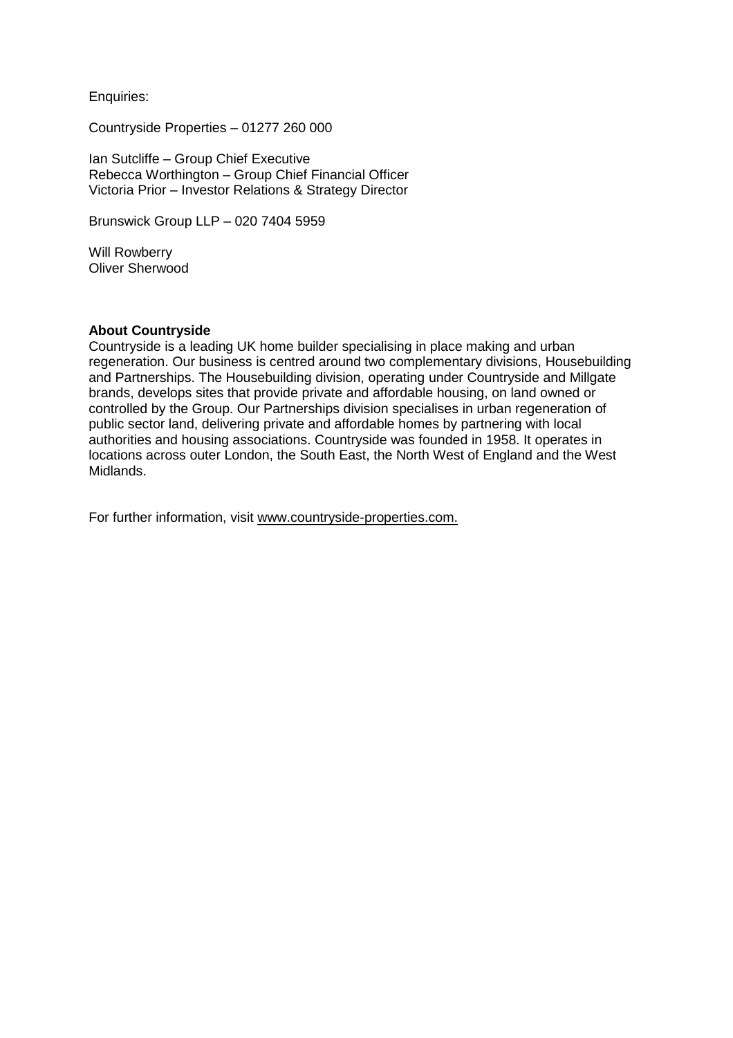Enquiries:

Countryside Properties – 01277 260 000

Ian Sutcliffe – Group Chief Executive
Rebecca Worthington – Group Chief Financial Officer
Victoria Prior – Investor Relations & Strategy Director

Brunswick Group LLP – 020 7404 5959

Will Rowberry
Oliver Sherwood

**About Countryside**

Countryside is a leading UK home builder specialising in place making and urban regeneration. Our business is centred around two complementary divisions, Housebuilding and Partnerships. The Housebuilding division, operating under Countryside and Millgate brands, develops sites that provide private and affordable housing, on land owned or controlled by the Group. Our Partnerships division specialises in urban regeneration of public sector land, delivering private and affordable homes by partnering with local authorities and housing associations. Countryside was founded in 1958. It operates in locations across outer London, the South East, the North West of England and the West Midlands.

For further information, visit www.countryside-properties.com.